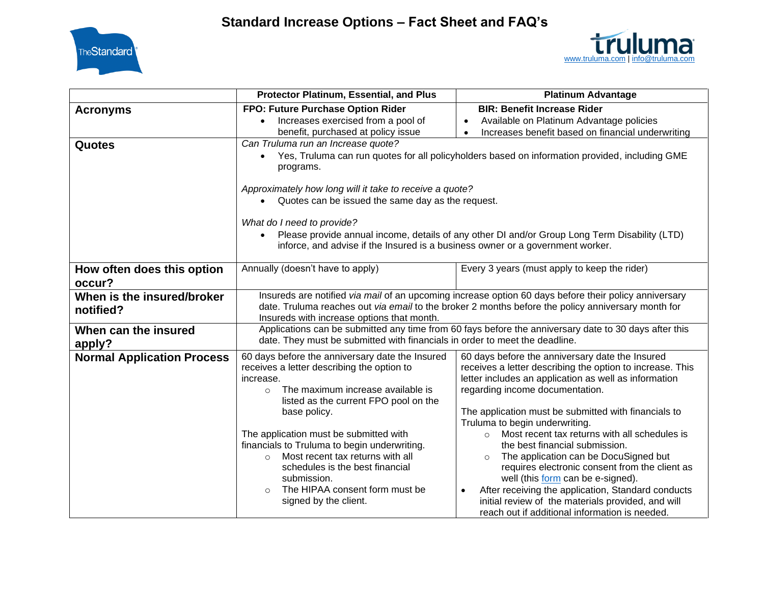# Standard Increase Options – Fact Sheet and FAQ's

www.truluma.com | info@truluma.com

| | Protector Platinum, Essential, and Plus | Platinum Advantage |
|---|---|---|
| **Acronyms** | **FPO: Future Purchase Option Rider**<br>• Increases exercised from a pool of benefit, purchased at policy issue | **BIR: Benefit Increase Rider**<br>• Available on Platinum Advantage policies<br>• Increases benefit based on financial underwriting |
| **Quotes** | *Can Truluma run an Increase quote?*<br>• Yes, Truluma can run quotes for all policyholders based on information provided, including GME programs.<br><br>*Approximately how long will it take to receive a quote?*<br>• Quotes can be issued the same day as the request.<br><br>*What do I need to provide?*<br>• Please provide annual income, details of any other DI and/or Group Long Term Disability (LTD) inforce, and advise if the Insured is a business owner or a government worker. | |
| **How often does this option occur?** | Annually (doesn't have to apply) | Every 3 years (must apply to keep the rider) |
| **When is the insured/broker notified?** | Insureds are notified *via mail* of an upcoming increase option 60 days before their policy anniversary date. Truluma reaches out *via email* to the broker 2 months before the policy anniversary month for Insureds with increase options that month. | |
| **When can the insured apply?** | Applications can be submitted any time from 60 fays before the anniversary date to 30 days after this date. They must be submitted with financials in order to meet the deadline. | |
| **Normal Application Process** | 60 days before the anniversary date the Insured receives a letter describing the option to increase.<br>○ The maximum increase available is listed as the current FPO pool on the base policy.<br><br>The application must be submitted with financials to Truluma to begin underwriting.<br>○ Most recent tax returns with all schedules is the best financial submission.<br>○ The HIPAA consent form must be signed by the client. | 60 days before the anniversary date the Insured receives a letter describing the option to increase. This letter includes an application as well as information regarding income documentation.<br><br>The application must be submitted with financials to Truluma to begin underwriting.<br>○ Most recent tax returns with all schedules is the best financial submission.<br>○ The application can be DocuSigned but requires electronic consent from the client as well (this form can be e-signed).<br>• After receiving the application, Standard conducts initial review of the materials provided, and will reach out if additional information is needed. |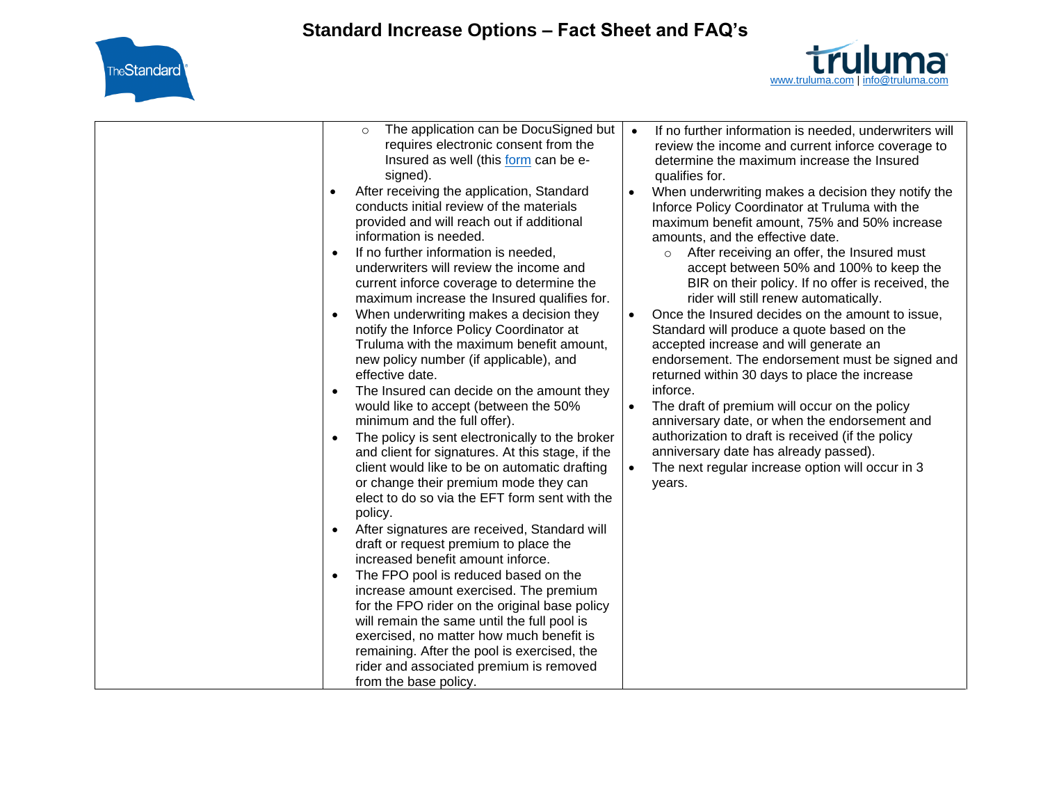| | | |
|---|---|---|
| | ◦ The application can be DocuSigned but requires electronic consent from the Insured as well (this [form](#) can be e-signed).<br>• After receiving the application, Standard conducts initial review of the materials provided and will reach out if additional information is needed.<br>• If no further information is needed, underwriters will review the income and current inforce coverage to determine the maximum increase the Insured qualifies for.<br>• When underwriting makes a decision they notify the Inforce Policy Coordinator at Truluma with the maximum benefit amount, new policy number (if applicable), and effective date.<br>• The Insured can decide on the amount they would like to accept (between the 50% minimum and the full offer).<br>• The policy is sent electronically to the broker and client for signatures. At this stage, if the client would like to be on automatic drafting or change their premium mode they can elect to do so via the EFT form sent with the policy.<br>• After signatures are received, Standard will draft or request premium to place the increased benefit amount inforce.<br>• The FPO pool is reduced based on the increase amount exercised. The premium for the FPO rider on the original base policy will remain the same until the full pool is exercised, no matter how much benefit is remaining. After the pool is exercised, the rider and associated premium is removed from the base policy. | • If no further information is needed, underwriters will review the income and current inforce coverage to determine the maximum increase the Insured qualifies for.<br>• When underwriting makes a decision they notify the Inforce Policy Coordinator at Truluma with the maximum benefit amount, 75% and 50% increase amounts, and the effective date.<br>◦ After receiving an offer, the Insured must accept between 50% and 100% to keep the BIR on their policy. If no offer is received, the rider will still renew automatically.<br>• Once the Insured decides on the amount to issue, Standard will produce a quote based on the accepted increase and will generate an endorsement. The endorsement must be signed and returned within 30 days to place the increase inforce.<br>• The draft of premium will occur on the policy anniversary date, or when the endorsement and authorization to draft is received (if the policy anniversary date has already passed).<br>• The next regular increase option will occur in 3 years. |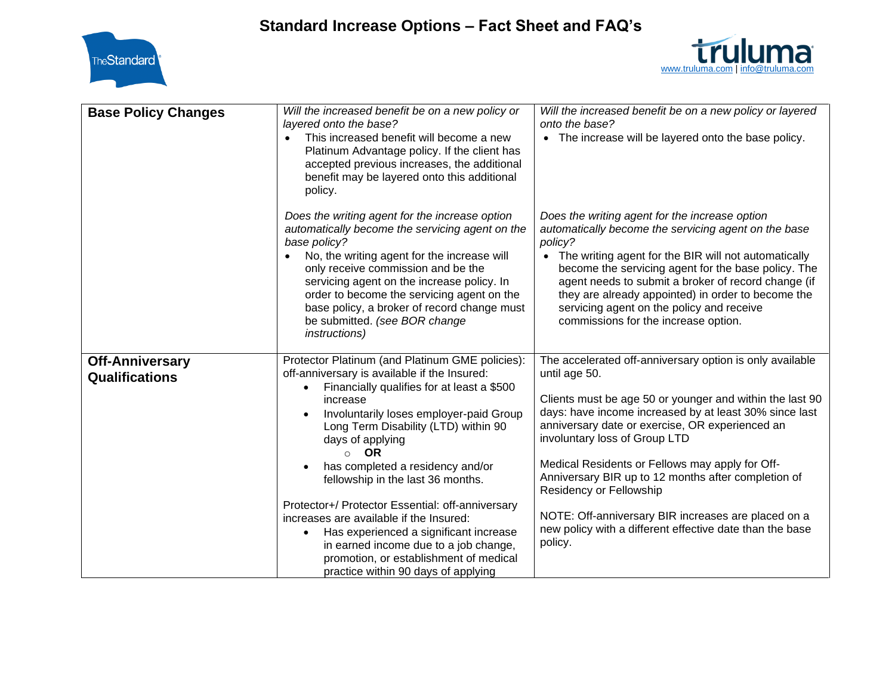# Standard Increase Options – Fact Sheet and FAQ's

www.truluma.com | info@truluma.com

| | | |
|---|---|---|
| **Base Policy Changes** | *Will the increased benefit be on a new policy or layered onto the base?*<br>• This increased benefit will become a new Platinum Advantage policy. If the client has accepted previous increases, the additional benefit may be layered onto this additional policy.<br><br>*Does the writing agent for the increase option automatically become the servicing agent on the base policy?*<br>• No, the writing agent for the increase will only receive commission and be the servicing agent on the increase policy. In order to become the servicing agent on the base policy, a broker of record change must be submitted. *(see BOR change instructions)* | *Will the increased benefit be on a new policy or layered onto the base?*<br>• The increase will be layered onto the base policy.<br><br>*Does the writing agent for the increase option automatically become the servicing agent on the base policy?*<br>• The writing agent for the BIR will not automatically become the servicing agent for the base policy. The agent needs to submit a broker of record change (if they are already appointed) in order to become the servicing agent on the policy and receive commissions for the increase option. |
| **Off-Anniversary Qualifications** | Protector Platinum (and Platinum GME policies): off-anniversary is available if the Insured:<br>• Financially qualifies for at least a $500 increase<br>• Involuntarily loses employer-paid Group Long Term Disability (LTD) within 90 days of applying<br>  ○ **OR**<br>• has completed a residency and/or fellowship in the last 36 months.<br><br>Protector+/ Protector Essential: off-anniversary increases are available if the Insured:<br>• Has experienced a significant increase in earned income due to a job change, promotion, or establishment of medical practice within 90 days of applying | The accelerated off-anniversary option is only available until age 50.<br><br>Clients must be age 50 or younger and within the last 90 days: have income increased by at least 30% since last anniversary date or exercise, OR experienced an involuntary loss of Group LTD<br><br>Medical Residents or Fellows may apply for Off-Anniversary BIR up to 12 months after completion of Residency or Fellowship<br><br>NOTE: Off-anniversary BIR increases are placed on a new policy with a different effective date than the base policy. |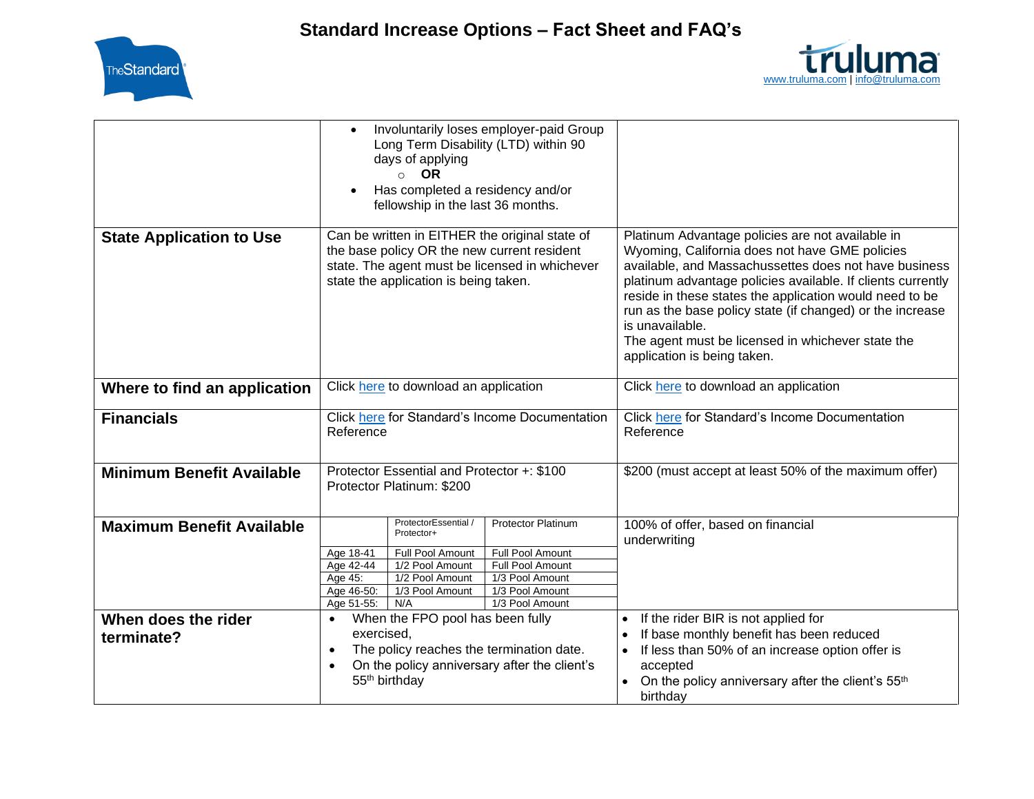| | | |
|---|---|---|
| | • Involuntarily loses employer-paid Group Long Term Disability (LTD) within 90 days of applying<br>  ○ **OR**<br>• Has completed a residency and/or fellowship in the last 36 months. | |
| **State Application to Use** | Can be written in EITHER the original state of the base policy OR the new current resident state. The agent must be licensed in whichever state the application is being taken. | Platinum Advantage policies are not available in Wyoming, California does not have GME policies available, and Massachussettes does not have business platinum advantage policies available. If clients currently reside in these states the application would need to be run as the base policy state (if changed) or the increase is unavailable.<br>The agent must be licensed in whichever state the application is being taken. |
| **Where to find an application** | Click here to download an application | Click here to download an application |
| **Financials** | Click here for Standard's Income Documentation Reference | Click here for Standard's Income Documentation Reference |
| **Minimum Benefit Available** | Protector Essential and Protector +: $100<br>Protector Platinum: $200 | $200 (must accept at least 50% of the maximum offer) |
| **Maximum Benefit Available** | (see table below) | 100% of offer, based on financial underwriting |
| **When does the rider terminate?** | • When the FPO pool has been fully exercised,<br>• The policy reaches the termination date.<br>• On the policy anniversary after the client's 55th birthday | • If the rider BIR is not applied for<br>• If base monthly benefit has been reduced<br>• If less than 50% of an increase option offer is accepted<br>• On the policy anniversary after the client's 55th birthday |

**Maximum Benefit Available:**

| | ProtectorEssential / Protector+ | Protector Platinum |
|---|---|---|
| Age 18-41 | Full Pool Amount | Full Pool Amount |
| Age 42-44 | 1/2 Pool Amount | Full Pool Amount |
| Age 45: | 1/2 Pool Amount | 1/3 Pool Amount |
| Age 46-50: | 1/3 Pool Amount | 1/3 Pool Amount |
| Age 51-55: | N/A | 1/3 Pool Amount |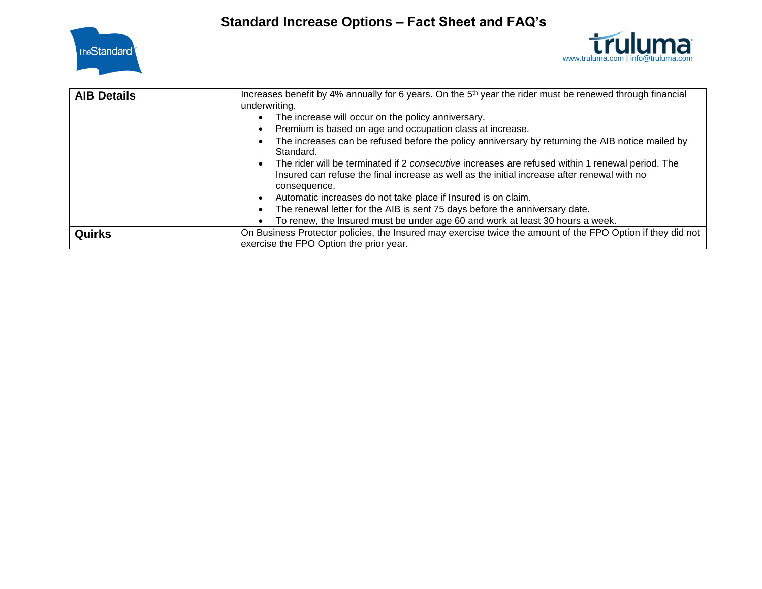| | |
|---|---|
| **AIB Details** | Increases benefit by 4% annually for 6 years. On the 5th year the rider must be renewed through financial underwriting.<br>• The increase will occur on the policy anniversary.<br>• Premium is based on age and occupation class at increase.<br>• The increases can be refused before the policy anniversary by returning the AIB notice mailed by Standard.<br>• The rider will be terminated if 2 *consecutive* increases are refused within 1 renewal period. The Insured can refuse the final increase as well as the initial increase after renewal with no consequence.<br>• Automatic increases do not take place if Insured is on claim.<br>• The renewal letter for the AIB is sent 75 days before the anniversary date.<br>• To renew, the Insured must be under age 60 and work at least 30 hours a week. |
| **Quirks** | On Business Protector policies, the Insured may exercise twice the amount of the FPO Option if they did not exercise the FPO Option the prior year. |